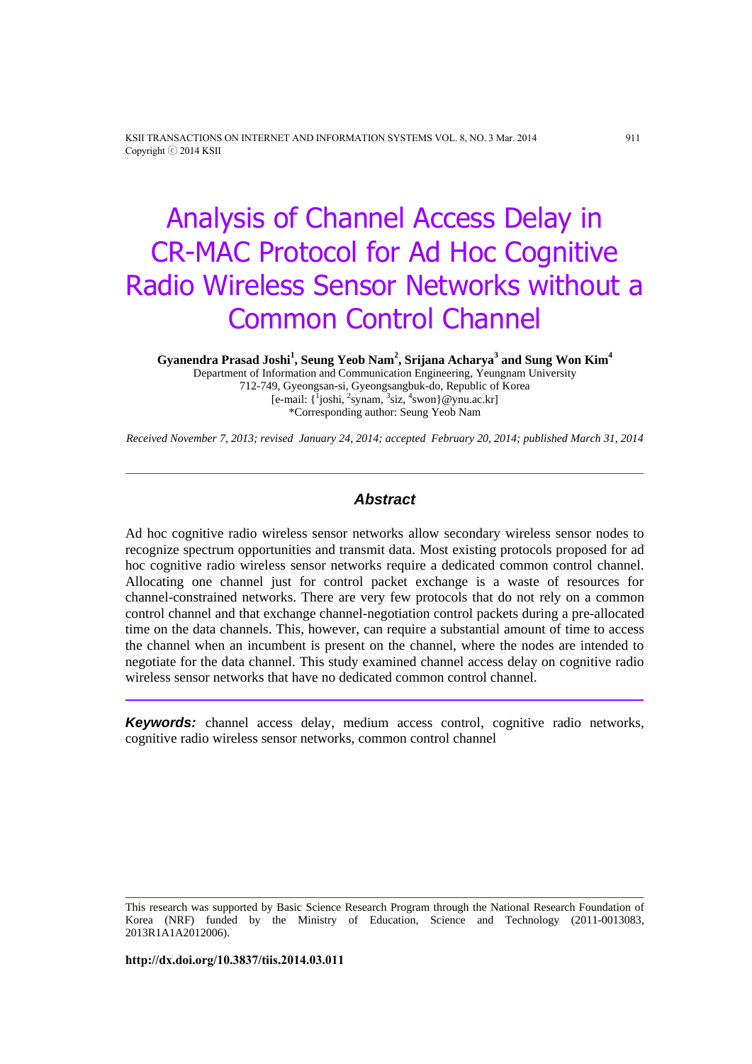# Analysis of Channel Access Delay in CR-MAC Protocol for Ad Hoc Cognitive Radio Wireless Sensor Networks without a Common Control Channel

**Gyanendra Prasad Joshi[1], Seung Yeob Nam[2], Srijana Acharya[3] and Sung Won Kim[4]**

Department of Information and Communication Engineering, Yeungnam University
712-749, Gyeongsan-si, Gyeongsangbuk-do, Republic of Korea
[e-mail: {[1]joshi, [2]synam, [3]siz, [4]swon}@ynu.ac.kr]
*Corresponding author: Seung Yeob Nam

*Received November 7, 2013; revised January 24, 2014; accepted February 20, 2014; published March 31, 2014*

---

## *Abstract*

Ad hoc cognitive radio wireless sensor networks allow secondary wireless sensor nodes to recognize spectrum opportunities and transmit data. Most existing protocols proposed for ad hoc cognitive radio wireless sensor networks require a dedicated common control channel. Allocating one channel just for control packet exchange is a waste of resources for channel-constrained networks. There are very few protocols that do not rely on a common control channel and that exchange channel-negotiation control packets during a pre-allocated time on the data channels. This, however, can require a substantial amount of time to access the channel when an incumbent is present on the channel, where the nodes are intended to negotiate for the data channel. This study examined channel access delay on cognitive radio wireless sensor networks that have no dedicated common control channel.

---

***Keywords:*** channel access delay, medium access control, cognitive radio networks, cognitive radio wireless sensor networks, common control channel

---

This research was supported by Basic Science Research Program through the National Research Foundation of Korea (NRF) funded by the Ministry of Education, Science and Technology (2011-0013083, 2013R1A1A2012006).

**http://dx.doi.org/10.3837/tiis.2014.03.011**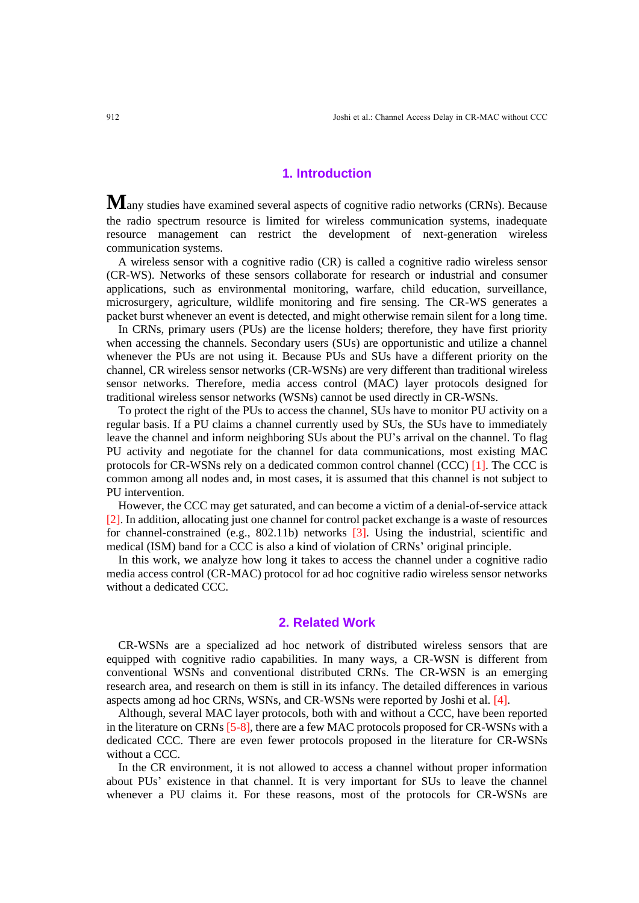## 1. Introduction

Many studies have examined several aspects of cognitive radio networks (CRNs). Because the radio spectrum resource is limited for wireless communication systems, inadequate resource management can restrict the development of next-generation wireless communication systems.

A wireless sensor with a cognitive radio (CR) is called a cognitive radio wireless sensor (CR-WS). Networks of these sensors collaborate for research or industrial and consumer applications, such as environmental monitoring, warfare, child education, surveillance, microsurgery, agriculture, wildlife monitoring and fire sensing. The CR-WS generates a packet burst whenever an event is detected, and might otherwise remain silent for a long time.

In CRNs, primary users (PUs) are the license holders; therefore, they have first priority when accessing the channels. Secondary users (SUs) are opportunistic and utilize a channel whenever the PUs are not using it. Because PUs and SUs have a different priority on the channel, CR wireless sensor networks (CR-WSNs) are very different than traditional wireless sensor networks. Therefore, media access control (MAC) layer protocols designed for traditional wireless sensor networks (WSNs) cannot be used directly in CR-WSNs.

To protect the right of the PUs to access the channel, SUs have to monitor PU activity on a regular basis. If a PU claims a channel currently used by SUs, the SUs have to immediately leave the channel and inform neighboring SUs about the PU's arrival on the channel. To flag PU activity and negotiate for the channel for data communications, most existing MAC protocols for CR-WSNs rely on a dedicated common control channel (CCC) [1]. The CCC is common among all nodes and, in most cases, it is assumed that this channel is not subject to PU intervention.

However, the CCC may get saturated, and can become a victim of a denial-of-service attack [2]. In addition, allocating just one channel for control packet exchange is a waste of resources for channel-constrained (e.g., 802.11b) networks [3]. Using the industrial, scientific and medical (ISM) band for a CCC is also a kind of violation of CRNs' original principle.

In this work, we analyze how long it takes to access the channel under a cognitive radio media access control (CR-MAC) protocol for ad hoc cognitive radio wireless sensor networks without a dedicated CCC.

## 2. Related Work

CR-WSNs are a specialized ad hoc network of distributed wireless sensors that are equipped with cognitive radio capabilities. In many ways, a CR-WSN is different from conventional WSNs and conventional distributed CRNs. The CR-WSN is an emerging research area, and research on them is still in its infancy. The detailed differences in various aspects among ad hoc CRNs, WSNs, and CR-WSNs were reported by Joshi et al. [4].

Although, several MAC layer protocols, both with and without a CCC, have been reported in the literature on CRNs [5-8], there are a few MAC protocols proposed for CR-WSNs with a dedicated CCC. There are even fewer protocols proposed in the literature for CR-WSNs without a CCC.

In the CR environment, it is not allowed to access a channel without proper information about PUs' existence in that channel. It is very important for SUs to leave the channel whenever a PU claims it. For these reasons, most of the protocols for CR-WSNs are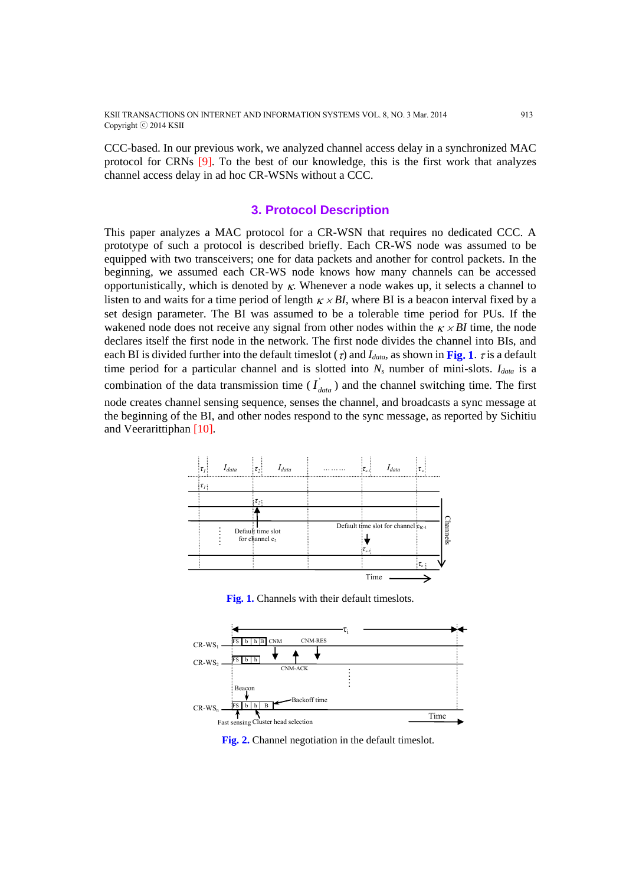CCC-based. In our previous work, we analyzed channel access delay in a synchronized MAC protocol for CRNs [9]. To the best of our knowledge, this is the first work that analyzes channel access delay in ad hoc CR-WSNs without a CCC.

## 3. Protocol Description

This paper analyzes a MAC protocol for a CR-WSN that requires no dedicated CCC. A prototype of such a protocol is described briefly. Each CR-WS node was assumed to be equipped with two transceivers; one for data packets and another for control packets. In the beginning, we assumed each CR-WS node knows how many channels can be accessed opportunistically, which is denoted by $\kappa$. Whenever a node wakes up, it selects a channel to listen to and waits for a time period of length $\kappa \times BI$, where BI is a beacon interval fixed by a set design parameter. The BI was assumed to be a tolerable time period for PUs. If the wakened node does not receive any signal from other nodes within the $\kappa \times BI$ time, the node declares itself the first node in the network. The first node divides the channel into BIs, and each BI is divided further into the default timeslot ($\tau$) and $I_{data}$, as shown in **Fig. 1**. $\tau$ is a default time period for a particular channel and is slotted into $N_s$ number of mini-slots. $I_{data}$ is a combination of the data transmission time ($I'_{data}$) and the channel switching time. The first node creates channel sensing sequence, senses the channel, and broadcasts a sync message at the beginning of the BI, and other nodes respond to the sync message, as reported by Sichitiu and Veerarittiphan [10].

**Fig. 1.** Channels with their default timeslots.

**Fig. 2.** Channel negotiation in the default timeslot.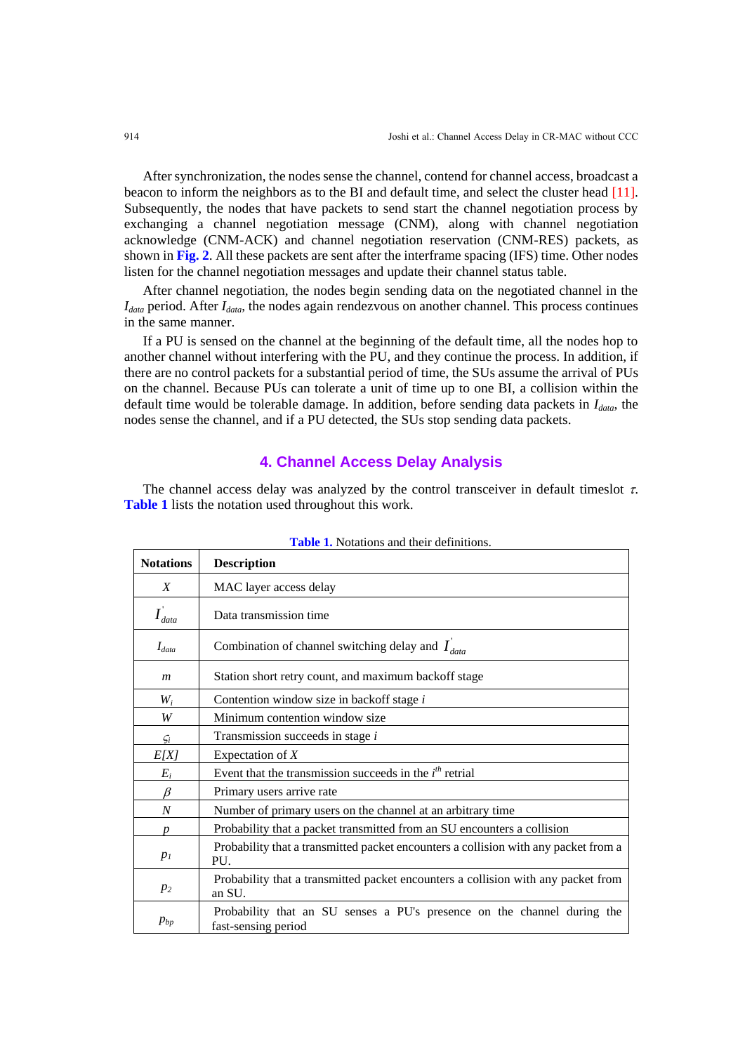After synchronization, the nodes sense the channel, contend for channel access, broadcast a beacon to inform the neighbors as to the BI and default time, and select the cluster head [11]. Subsequently, the nodes that have packets to send start the channel negotiation process by exchanging a channel negotiation message (CNM), along with channel negotiation acknowledge (CNM-ACK) and channel negotiation reservation (CNM-RES) packets, as shown in **Fig. 2**. All these packets are sent after the interframe spacing (IFS) time. Other nodes listen for the channel negotiation messages and update their channel status table.

After channel negotiation, the nodes begin sending data on the negotiated channel in the $I_{data}$ period. After $I_{data}$, the nodes again rendezvous on another channel. This process continues in the same manner.

If a PU is sensed on the channel at the beginning of the default time, all the nodes hop to another channel without interfering with the PU, and they continue the process. In addition, if there are no control packets for a substantial period of time, the SUs assume the arrival of PUs on the channel. Because PUs can tolerate a unit of time up to one BI, a collision within the default time would be tolerable damage. In addition, before sending data packets in $I_{data}$, the nodes sense the channel, and if a PU detected, the SUs stop sending data packets.

## 4. Channel Access Delay Analysis

The channel access delay was analyzed by the control transceiver in default timeslot $\tau$. **Table 1** lists the notation used throughout this work.

**Table 1.** Notations and their definitions.

| Notations | Description |
| --- | --- |
| $X$ | MAC layer access delay |
| $I'_{data}$ | Data transmission time |
| $I_{data}$ | Combination of channel switching delay and $I'_{data}$ |
| $m$ | Station short retry count, and maximum backoff stage |
| $W_i$ | Contention window size in backoff stage $i$ |
| $W$ | Minimum contention window size |
| $\varsigma_i$ | Transmission succeeds in stage $i$ |
| $E[X]$ | Expectation of $X$ |
| $E_i$ | Event that the transmission succeeds in the $i^{th}$ retrial |
| $\beta$ | Primary users arrive rate |
| $N$ | Number of primary users on the channel at an arbitrary time |
| $p$ | Probability that a packet transmitted from an SU encounters a collision |
| $p_1$ | Probability that a transmitted packet encounters a collision with any packet from a PU. |
| $p_2$ | Probability that a transmitted packet encounters a collision with any packet from an SU. |
| $p_{bp}$ | Probability that an SU senses a PU's presence on the channel during the fast-sensing period |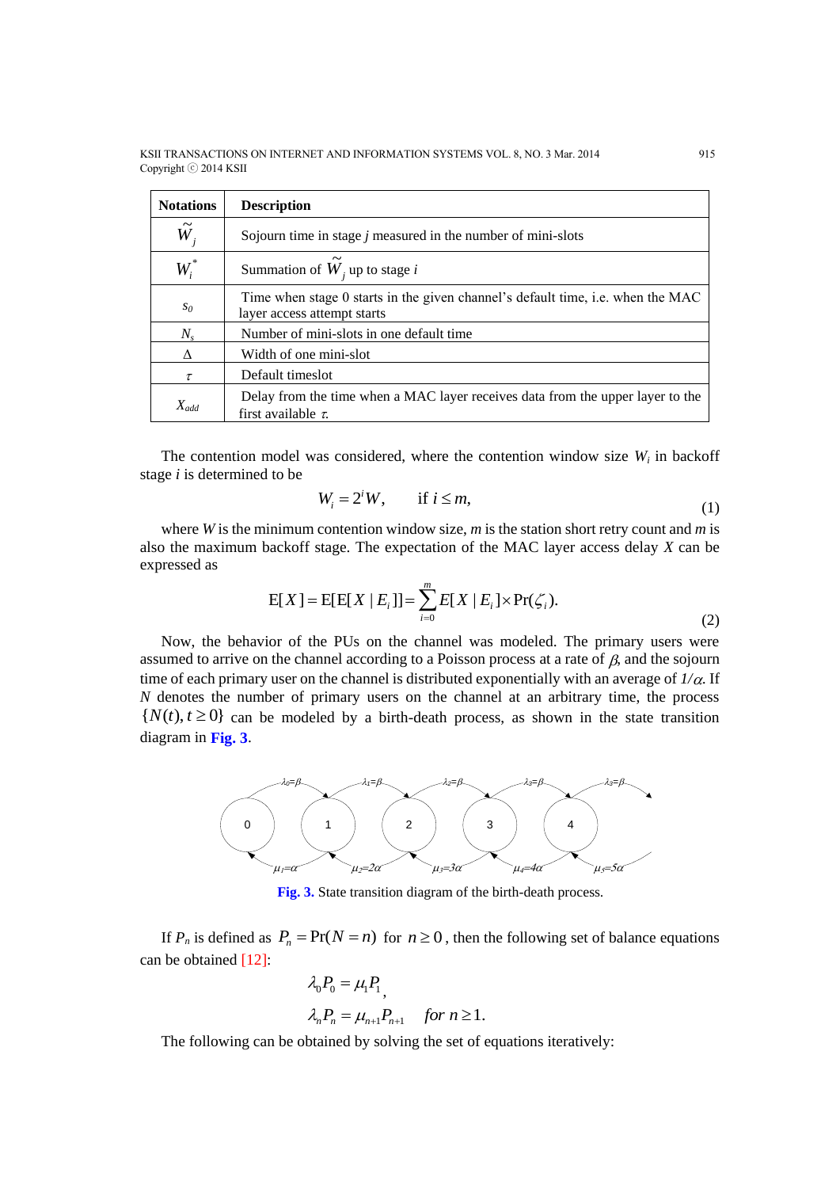| Notations | Description |
|---|---|
| $\widetilde{W}_j$ | Sojourn time in stage *j* measured in the number of mini-slots |
| $W_i^*$ | Summation of $\widetilde{W}_j$ up to stage *i* |
| $s_0$ | Time when stage 0 starts in the given channel's default time, i.e. when the MAC layer access attempt starts |
| $N_s$ | Number of mini-slots in one default time |
| $\Delta$ | Width of one mini-slot |
| $\tau$ | Default timeslot |
| $X_{add}$ | Delay from the time when a MAC layer receives data from the upper layer to the first available $\tau$. |

The contention model was considered, where the contention window size $W_i$ in backoff stage *i* is determined to be

$$W_i = 2^i W, \qquad \text{if } i \le m, \tag{1}$$

where *W* is the minimum contention window size, *m* is the station short retry count and *m* is also the maximum backoff stage. The expectation of the MAC layer access delay *X* can be expressed as

$$\mathrm{E}[X] = \mathrm{E}[\mathrm{E}[X \mid E_i]] = \sum_{i=0}^{m} E[X \mid E_i] \times \Pr(\zeta_i). \tag{2}$$

Now, the behavior of the PUs on the channel was modeled. The primary users were assumed to arrive on the channel according to a Poisson process at a rate of $\beta$, and the sojourn time of each primary user on the channel is distributed exponentially with an average of $1/\alpha$. If *N* denotes the number of primary users on the channel at an arbitrary time, the process $\{N(t), t \ge 0\}$ can be modeled by a birth-death process, as shown in the state transition diagram in **Fig. 3**.

**Fig. 3.** State transition diagram of the birth-death process.

If $P_n$ is defined as $P_n = \Pr(N = n)$ for $n \ge 0$, then the following set of balance equations can be obtained [12]:

$$\lambda_0 P_0 = \mu_1 P_1,$$

$$\lambda_n P_n = \mu_{n+1} P_{n+1} \quad \textit{for } n \ge 1.$$

The following can be obtained by solving the set of equations iteratively: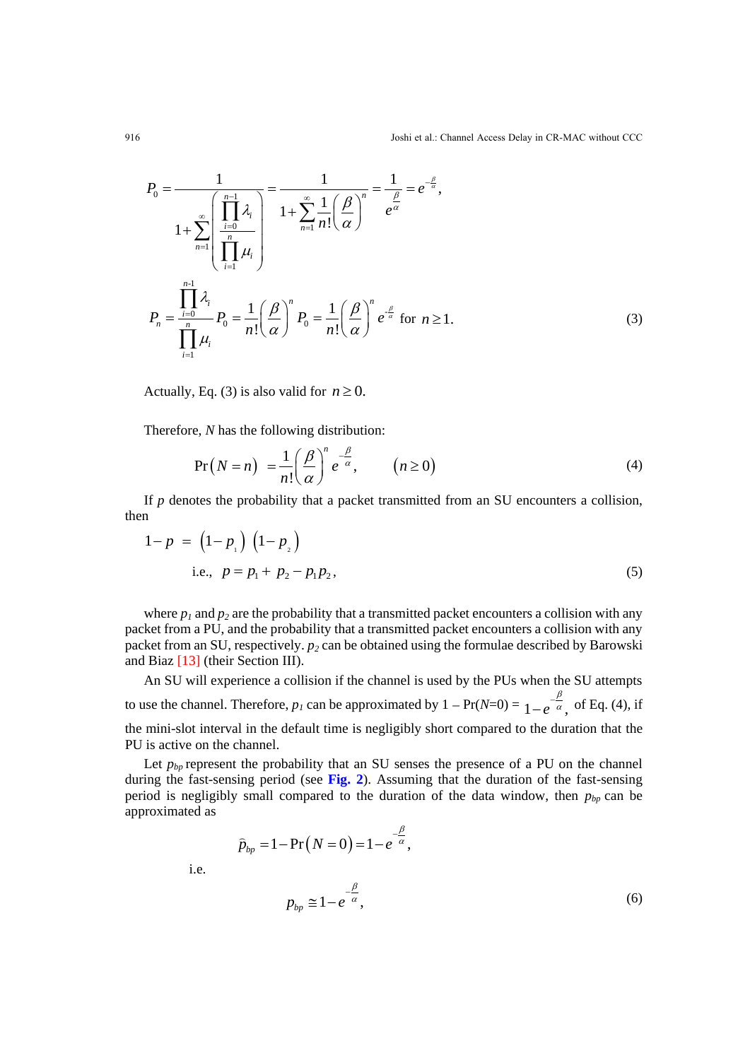$$P_0 = \frac{1}{1+\sum_{n=1}^{\infty}\left(\frac{\prod_{i=0}^{n-1}\lambda_i}{\prod_{i=1}^{n}\mu_i}\right)} = \frac{1}{1+\sum_{n=1}^{\infty}\frac{1}{n!}\left(\frac{\beta}{\alpha}\right)^n} = \frac{1}{e^{\frac{\beta}{\alpha}}} = e^{-\frac{\beta}{\alpha}},$$

$$P_n = \frac{\prod_{i=0}^{n-1}\lambda_i}{\prod_{i=1}^{n}\mu_i}P_0 = \frac{1}{n!}\left(\frac{\beta}{\alpha}\right)^n P_0 = \frac{1}{n!}\left(\frac{\beta}{\alpha}\right)^n e^{-\frac{\beta}{\alpha}} \text{ for } n \geq 1. \tag{3}$$

Actually, Eq. (3) is also valid for $n \geq 0$.

Therefore, $N$ has the following distribution:

$$\Pr(N=n) = \frac{1}{n!}\left(\frac{\beta}{\alpha}\right)^n e^{-\frac{\beta}{\alpha}}, \qquad (n \geq 0) \tag{4}$$

If $p$ denotes the probability that a packet transmitted from an SU encounters a collision, then

$$1-p = (1-p_1)(1-p_2)$$

$$\text{i.e., } p = p_1 + p_2 - p_1 p_2, \tag{5}$$

where $p_1$ and $p_2$ are the probability that a transmitted packet encounters a collision with any packet from a PU, and the probability that a transmitted packet encounters a collision with any packet from an SU, respectively. $p_2$ can be obtained using the formulae described by Barowski and Biaz [13] (their Section III).

An SU will experience a collision if the channel is used by the PUs when the SU attempts to use the channel. Therefore, $p_1$ can be approximated by $1 - \Pr(N=0) = 1-e^{-\frac{\beta}{\alpha}}$, of Eq. (4), if the mini-slot interval in the default time is negligibly short compared to the duration that the PU is active on the channel.

Let $p_{bp}$ represent the probability that an SU senses the presence of a PU on the channel during the fast-sensing period (see **Fig. 2**). Assuming that the duration of the fast-sensing period is negligibly small compared to the duration of the data window, then $p_{bp}$ can be approximated as

$$\hat{p}_{bp} = 1 - \Pr(N=0) = 1 - e^{-\frac{\beta}{\alpha}},$$

i.e.

$$p_{bp} \cong 1 - e^{-\frac{\beta}{\alpha}}, \tag{6}$$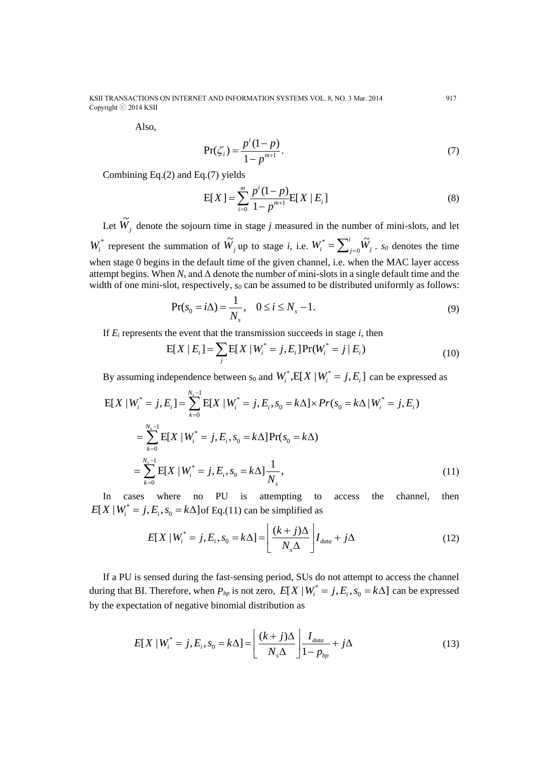Also,

$$\Pr(\zeta_i) = \frac{p^i(1-p)}{1-p^{m+1}}. \tag{7}$$

Combining Eq.(2) and Eq.(7) yields

$$\mathrm{E}[X] = \sum_{i=0}^{m} \frac{p^i(1-p)}{1-p^{m+1}} \mathrm{E}[X \mid E_i] \tag{8}$$

Let $\tilde{W}_j$ denote the sojourn time in stage *j* measured in the number of mini-slots, and let $W_i^*$ represent the summation of $\tilde{W}_j$ up to stage *i*, i.e. $W_i^* = \sum_{j=0}^{i} \tilde{W}_j$ . $s_0$ denotes the time when stage 0 begins in the default time of the given channel, i.e. when the MAC layer access attempt begins. When $N_s$ and $\Delta$ denote the number of mini-slots in a single default time and the width of one mini-slot, respectively, $s_0$ can be assumed to be distributed uniformly as follows:

$$\Pr(s_0 = i\Delta) = \frac{1}{N_s}, \quad 0 \le i \le N_s - 1. \tag{9}$$

If $E_i$ represents the event that the transmission succeeds in stage *i*, then

$$\mathrm{E}[X \mid E_i] = \sum_j \mathrm{E}[X \mid W_i^* = j, E_i] \Pr(W_i^* = j \mid E_i) \tag{10}$$

By assuming independence between $s_0$ and $W_i^*$, $\mathrm{E}[X \mid W_i^* = j, E_i]$ can be expressed as

$$\begin{aligned}
\mathrm{E}[X \mid W_i^* = j, E_i] &= \sum_{k=0}^{N_s-1} \mathrm{E}[X \mid W_i^* = j, E_i, s_0 = k\Delta] \times Pr(s_0 = k\Delta \mid W_i^* = j, E_i) \\
&= \sum_{k=0}^{N_s-1} \mathrm{E}[X \mid W_i^* = j, E_i, s_0 = k\Delta] \Pr(s_0 = k\Delta) \\
&= \sum_{k=0}^{N_s-1} \mathrm{E}[X \mid W_i^* = j, E_i, s_0 = k\Delta] \frac{1}{N_s},
\end{aligned} \tag{11}$$

In cases where no PU is attempting to access the channel, then $E[X \mid W_i^* = j, E_i, s_0 = k\Delta]$ of Eq.(11) can be simplified as

$$E[X \mid W_i^* = j, E_i, s_0 = k\Delta] = \left\lfloor \frac{(k+j)\Delta}{N_s \Delta} \right\rfloor I_{data} + j\Delta \tag{12}$$

If a PU is sensed during the fast-sensing period, SUs do not attempt to access the channel during that BI. Therefore, when $P_{bp}$ is not zero, $E[X \mid W_i^* = j, E_i, s_0 = k\Delta]$ can be expressed by the expectation of negative binomial distribution as

$$E[X \mid W_i^* = j, E_i, s_0 = k\Delta] = \left\lfloor \frac{(k+j)\Delta}{N_s \Delta} \right\rfloor \frac{I_{data}}{1-p_{bp}} + j\Delta \tag{13}$$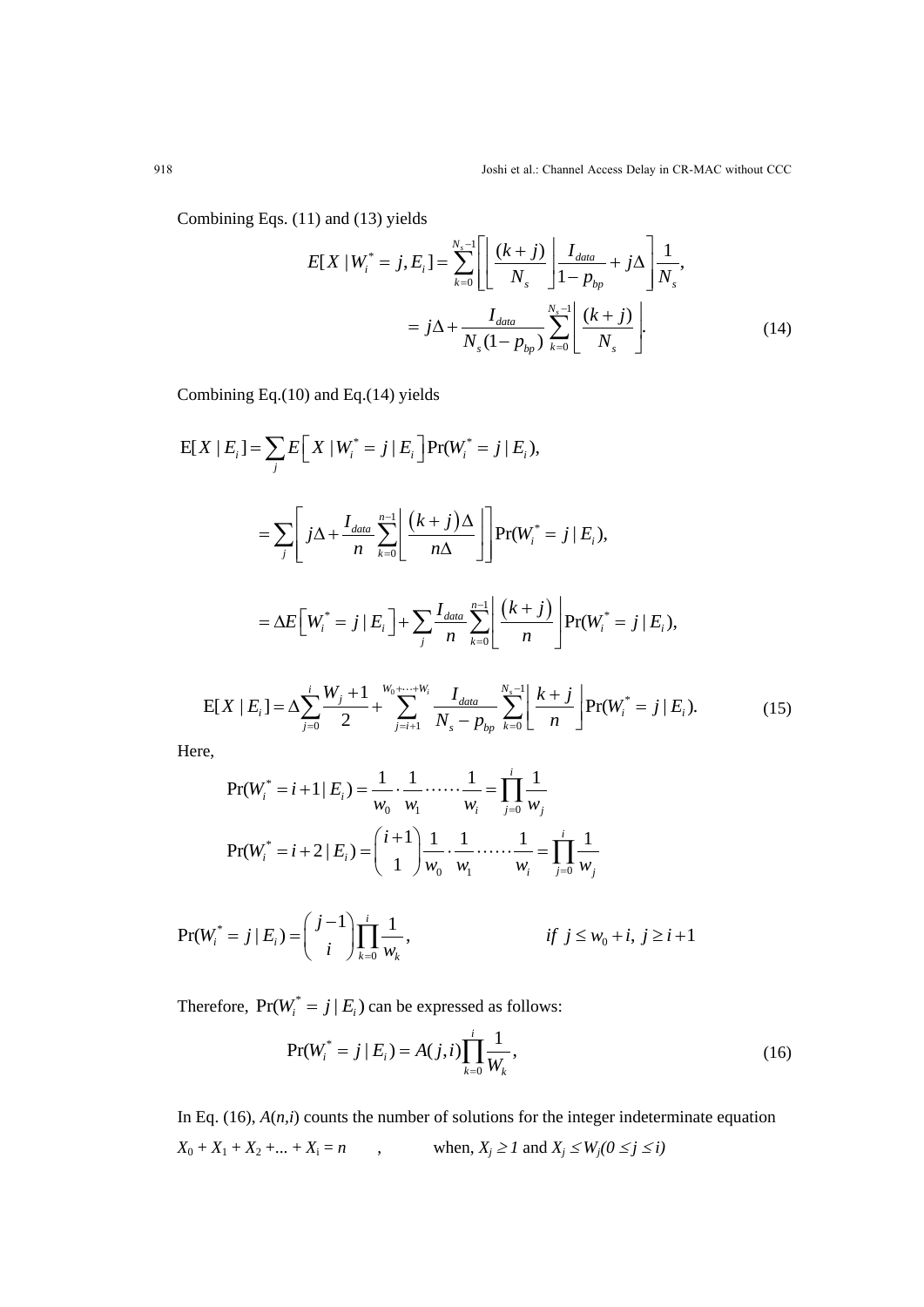Combining Eqs. (11) and (13) yields

$$
\begin{aligned}
E[X \mid W_i^* = j, E_i] &= \sum_{k=0}^{N_s-1}\left[\left\lfloor \frac{(k+j)}{N_s} \right\rfloor \frac{I_{data}}{1-p_{bp}} + j\Delta\right]\frac{1}{N_s}, \\
&= j\Delta + \frac{I_{data}}{N_s(1-p_{bp})}\sum_{k=0}^{N_s-1}\left\lfloor \frac{(k+j)}{N_s} \right\rfloor.
\end{aligned} \tag{14}
$$

Combining Eq.(10) and Eq.(14) yields

$$
\mathrm{E}[X \mid E_i] = \sum_j E\left[X \mid W_i^* = j \mid E_i\right]\Pr(W_i^* = j \mid E_i),
$$

$$
= \sum_j \left[ j\Delta + \frac{I_{data}}{n}\sum_{k=0}^{n-1}\left\lfloor \frac{(k+j)\Delta}{n\Delta} \right\rfloor \right]\Pr(W_i^* = j \mid E_i),
$$

$$
= \Delta E\left[W_i^* = j \mid E_i\right] + \sum_j \frac{I_{data}}{n}\sum_{k=0}^{n-1}\left\lfloor \frac{(k+j)}{n} \right\rfloor \Pr(W_i^* = j \mid E_i),
$$

$$
\mathrm{E}[X \mid E_i] = \Delta\sum_{j=0}^{i}\frac{W_j+1}{2} + \sum_{j=i+1}^{W_0+\dots+W_i}\frac{I_{data}}{N_s - p_{bp}}\sum_{k=0}^{N_s-1}\left\lfloor \frac{k+j}{n} \right\rfloor \Pr(W_i^* = j \mid E_i). \tag{15}
$$

Here,

$$
\Pr(W_i^* = i+1 \mid E_i) = \frac{1}{w_0}\cdot\frac{1}{w_1}\cdots\cdots\frac{1}{w_i} = \prod_{j=0}^{i}\frac{1}{w_j}
$$

$$
\Pr(W_i^* = i+2 \mid E_i) = \binom{i+1}{1}\frac{1}{w_0}\cdot\frac{1}{w_1}\cdots\cdots\frac{1}{w_i} = \prod_{j=0}^{i}\frac{1}{w_j}
$$

$$
\Pr(W_i^* = j \mid E_i) = \binom{j-1}{i}\prod_{k=0}^{i}\frac{1}{w_k}, \qquad\qquad if\ j \le w_0 + i,\ j \ge i+1
$$

Therefore, $\Pr(W_i^* = j \mid E_i)$ can be expressed as follows:

$$
\Pr(W_i^* = j \mid E_i) = A(j,i)\prod_{k=0}^{i}\frac{1}{W_k}, \tag{16}
$$

In Eq. (16), $A(n,i)$ counts the number of solutions for the integer indeterminate equation

$X_0 + X_1 + X_2 + \dots + X_i = n$ , when, $X_j \ge 1$ and $X_j \le W_j (0 \le j \le i)$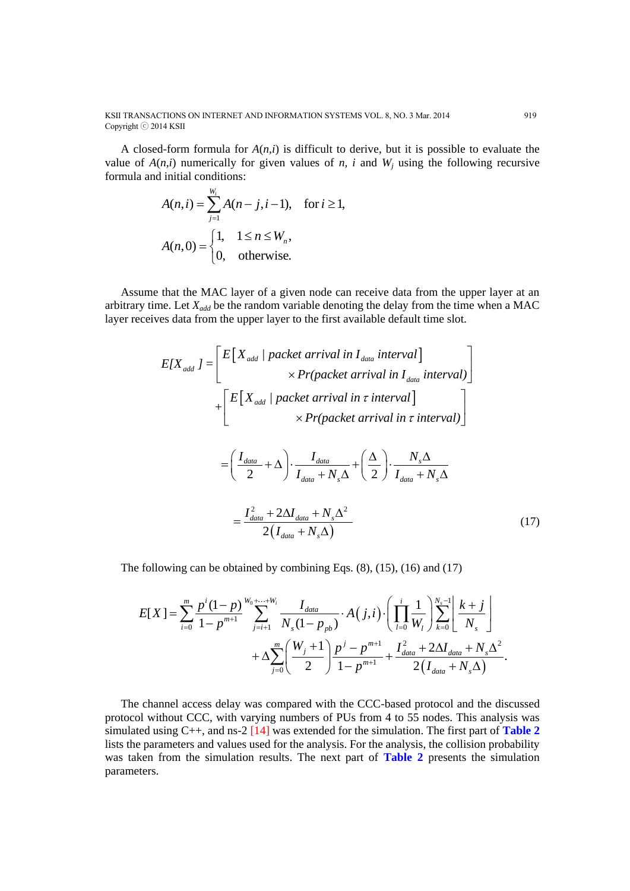A closed-form formula for $A(n,i)$ is difficult to derive, but it is possible to evaluate the value of $A(n,i)$ numerically for given values of $n$, $i$ and $W_j$ using the following recursive formula and initial conditions:

$$A(n,i) = \sum_{j=1}^{W_i} A(n-j, i-1), \quad \text{for } i \geq 1,$$

$$A(n,0) = \begin{cases} 1, & 1 \leq n \leq W_n, \\ 0, & \text{otherwise.} \end{cases}$$

Assume that the MAC layer of a given node can receive data from the upper layer at an arbitrary time. Let $X_{add}$ be the random variable denoting the delay from the time when a MAC layer receives data from the upper layer to the first available default time slot.

$$\begin{aligned} E[X_{add}] &= \left[ \begin{aligned} & E\left[ X_{add} \mid \textit{packet arrival in } I_{data} \textit{ interval} \right] \\ & \qquad \times \textit{Pr(packet arrival in } I_{data} \textit{ interval)} \end{aligned} \right] \\ &\quad + \left[ \begin{aligned} & E\left[ X_{add} \mid \textit{packet arrival in } \tau \textit{ interval} \right] \\ & \qquad \times \textit{Pr(packet arrival in } \tau \textit{ interval)} \end{aligned} \right] \\ &= \left( \frac{I_{data}}{2} + \Delta \right) \cdot \frac{I_{data}}{I_{data} + N_s \Delta} + \left( \frac{\Delta}{2} \right) \cdot \frac{N_s \Delta}{I_{data} + N_s \Delta} \\ &= \frac{I_{data}^2 + 2\Delta I_{data} + N_s \Delta^2}{2\left( I_{data} + N_s \Delta \right)} \end{aligned} \tag{17}$$

The following can be obtained by combining Eqs. (8), (15), (16) and (17)

$$\begin{aligned} E[X] = & \sum_{i=0}^{m} \frac{p^i (1-p)}{1-p^{m+1}} \sum_{j=i+1}^{W_0 + \cdots + W_i} \frac{I_{data}}{N_s (1-p_{pb})} \cdot A(j,i) \cdot \left( \prod_{l=0}^{i} \frac{1}{W_l} \right) \sum_{k=0}^{N_s - 1} \left\lfloor \frac{k+j}{N_s} \right\rfloor \\ & + \Delta \sum_{j=0}^{m} \left( \frac{W_j + 1}{2} \right) \frac{p^j - p^{m+1}}{1-p^{m+1}} + \frac{I_{data}^2 + 2\Delta I_{data} + N_s \Delta^2}{2\left( I_{data} + N_s \Delta \right)}. \end{aligned}$$

The channel access delay was compared with the CCC-based protocol and the discussed protocol without CCC, with varying numbers of PUs from 4 to 55 nodes. This analysis was simulated using C++, and ns-2 [14] was extended for the simulation. The first part of **Table 2** lists the parameters and values used for the analysis. For the analysis, the collision probability was taken from the simulation results. The next part of **Table 2** presents the simulation parameters.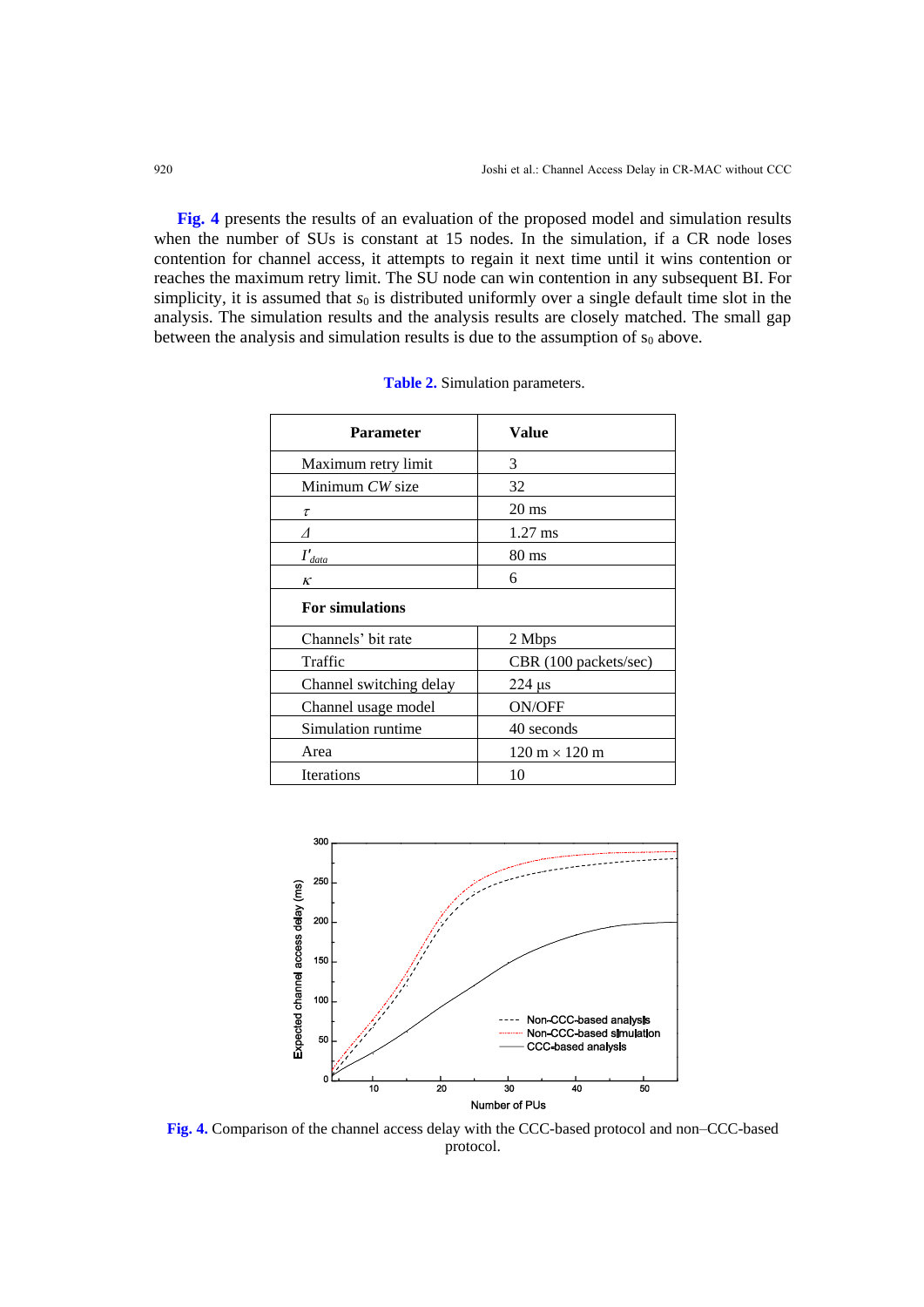**Fig. 4** presents the results of an evaluation of the proposed model and simulation results when the number of SUs is constant at 15 nodes. In the simulation, if a CR node loses contention for channel access, it attempts to regain it next time until it wins contention or reaches the maximum retry limit. The SU node can win contention in any subsequent BI. For simplicity, it is assumed that $s_0$ is distributed uniformly over a single default time slot in the analysis. The simulation results and the analysis results are closely matched. The small gap between the analysis and simulation results is due to the assumption of $s_0$ above.

**Table 2.** Simulation parameters.

| **Parameter** | **Value** |
|---|---|
| Maximum retry limit | 3 |
| Minimum *CW* size | 32 |
| $\tau$ | 20 ms |
| $\Delta$ | 1.27 ms |
| $I'_{data}$ | 80 ms |
| $\kappa$ | 6 |
| **For simulations** | |
| Channels' bit rate | 2 Mbps |
| Traffic | CBR (100 packets/sec) |
| Channel switching delay | 224 μs |
| Channel usage model | ON/OFF |
| Simulation runtime | 40 seconds |
| Area | 120 m × 120 m |
| Iterations | 10 |

**Fig. 4.** Comparison of the channel access delay with the CCC-based protocol and non–CCC-based protocol.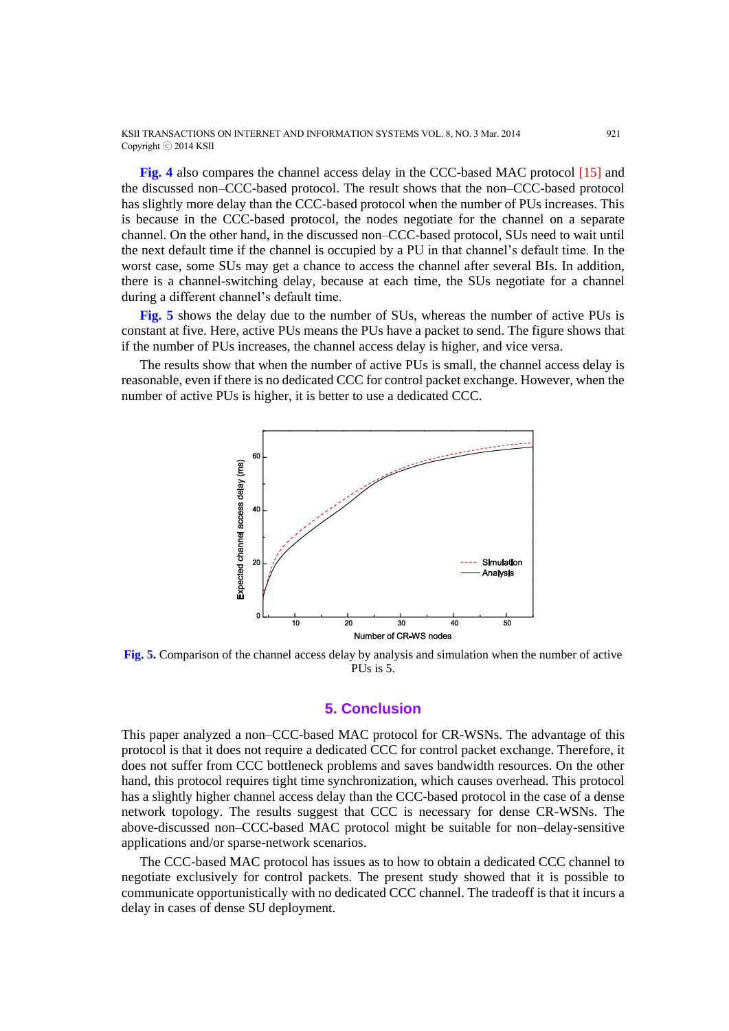**Fig. 4** also compares the channel access delay in the CCC-based MAC protocol [15] and the discussed non–CCC-based protocol. The result shows that the non–CCC-based protocol has slightly more delay than the CCC-based protocol when the number of PUs increases. This is because in the CCC-based protocol, the nodes negotiate for the channel on a separate channel. On the other hand, in the discussed non–CCC-based protocol, SUs need to wait until the next default time if the channel is occupied by a PU in that channel's default time. In the worst case, some SUs may get a chance to access the channel after several BIs. In addition, there is a channel-switching delay, because at each time, the SUs negotiate for a channel during a different channel's default time.

**Fig. 5** shows the delay due to the number of SUs, whereas the number of active PUs is constant at five. Here, active PUs means the PUs have a packet to send. The figure shows that if the number of PUs increases, the channel access delay is higher, and vice versa.

The results show that when the number of active PUs is small, the channel access delay is reasonable, even if there is no dedicated CCC for control packet exchange. However, when the number of active PUs is higher, it is better to use a dedicated CCC.

**Fig. 5.** Comparison of the channel access delay by analysis and simulation when the number of active PUs is 5.

## 5. Conclusion

This paper analyzed a non–CCC-based MAC protocol for CR-WSNs. The advantage of this protocol is that it does not require a dedicated CCC for control packet exchange. Therefore, it does not suffer from CCC bottleneck problems and saves bandwidth resources. On the other hand, this protocol requires tight time synchronization, which causes overhead. This protocol has a slightly higher channel access delay than the CCC-based protocol in the case of a dense network topology. The results suggest that CCC is necessary for dense CR-WSNs. The above-discussed non–CCC-based MAC protocol might be suitable for non–delay-sensitive applications and/or sparse-network scenarios.

The CCC-based MAC protocol has issues as to how to obtain a dedicated CCC channel to negotiate exclusively for control packets. The present study showed that it is possible to communicate opportunistically with no dedicated CCC channel. The tradeoff is that it incurs a delay in cases of dense SU deployment.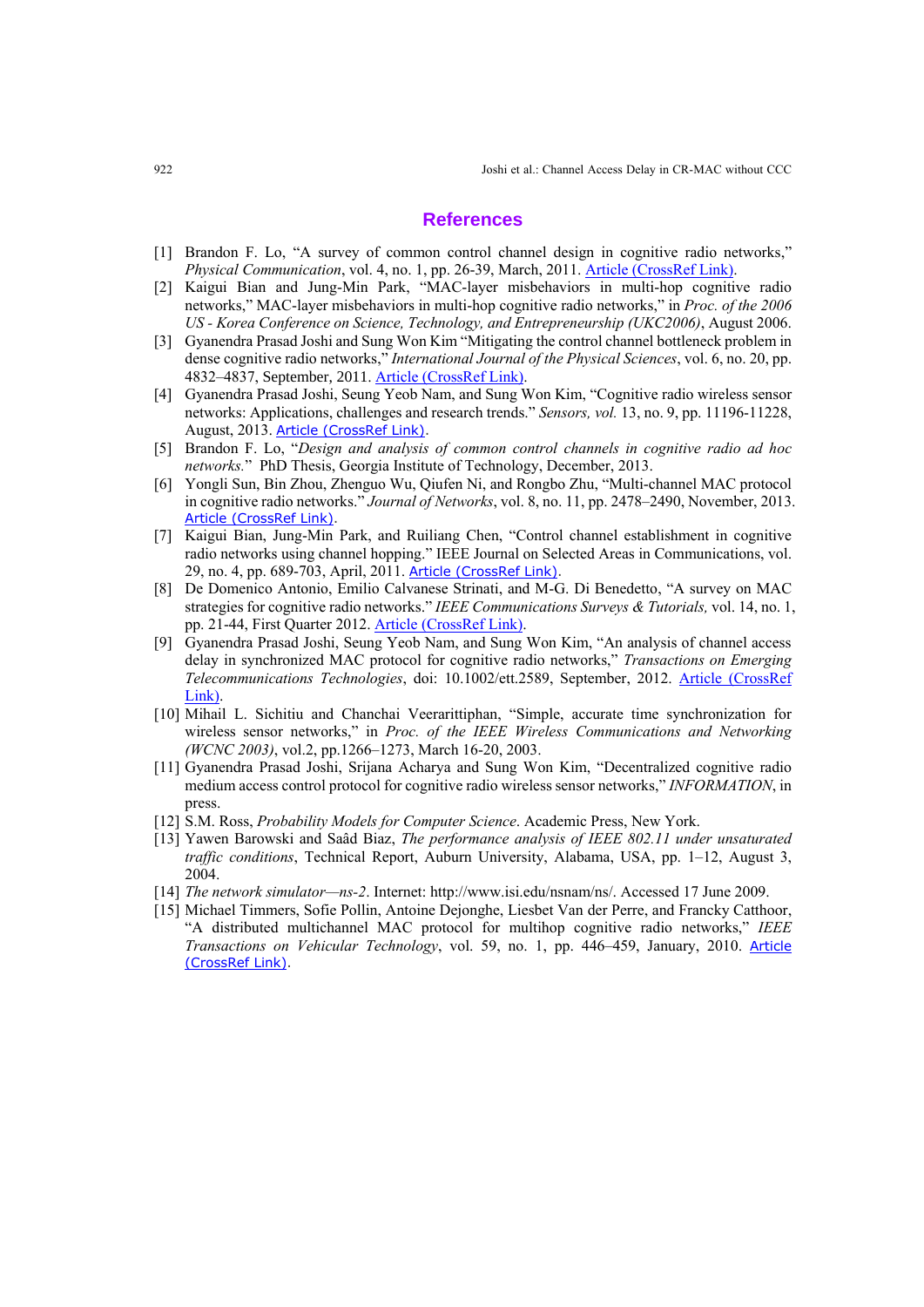# References

[1] Brandon F. Lo, "A survey of common control channel design in cognitive radio networks," *Physical Communication*, vol. 4, no. 1, pp. 26-39, March, 2011. Article (CrossRef Link).

[2] Kaigui Bian and Jung-Min Park, "MAC-layer misbehaviors in multi-hop cognitive radio networks," MAC-layer misbehaviors in multi-hop cognitive radio networks," in *Proc. of the 2006 US - Korea Conference on Science, Technology, and Entrepreneurship (UKC2006)*, August 2006.

[3] Gyanendra Prasad Joshi and Sung Won Kim "Mitigating the control channel bottleneck problem in dense cognitive radio networks," *International Journal of the Physical Sciences*, vol. 6, no. 20, pp. 4832–4837, September, 2011. Article (CrossRef Link).

[4] Gyanendra Prasad Joshi, Seung Yeob Nam, and Sung Won Kim, "Cognitive radio wireless sensor networks: Applications, challenges and research trends." *Sensors, vol.* 13, no. 9, pp. 11196-11228, August, 2013. Article (CrossRef Link).

[5] Brandon F. Lo, "*Design and analysis of common control channels in cognitive radio ad hoc networks.*" PhD Thesis, Georgia Institute of Technology, December, 2013.

[6] Yongli Sun, Bin Zhou, Zhenguo Wu, Qiufen Ni, and Rongbo Zhu, "Multi-channel MAC protocol in cognitive radio networks." *Journal of Networks*, vol. 8, no. 11, pp. 2478–2490, November, 2013. Article (CrossRef Link).

[7] Kaigui Bian, Jung-Min Park, and Ruiliang Chen, "Control channel establishment in cognitive radio networks using channel hopping." IEEE Journal on Selected Areas in Communications, vol. 29, no. 4, pp. 689-703, April, 2011. Article (CrossRef Link).

[8] De Domenico Antonio, Emilio Calvanese Strinati, and M-G. Di Benedetto, "A survey on MAC strategies for cognitive radio networks." *IEEE Communications Surveys & Tutorials,* vol. 14, no. 1, pp. 21-44, First Quarter 2012. Article (CrossRef Link).

[9] Gyanendra Prasad Joshi, Seung Yeob Nam, and Sung Won Kim, "An analysis of channel access delay in synchronized MAC protocol for cognitive radio networks," *Transactions on Emerging Telecommunications Technologies*, doi: 10.1002/ett.2589, September, 2012. Article (CrossRef Link).

[10] Mihail L. Sichitiu and Chanchai Veerarittiphan, "Simple, accurate time synchronization for wireless sensor networks," in *Proc. of the IEEE Wireless Communications and Networking (WCNC 2003)*, vol.2, pp.1266–1273, March 16-20, 2003.

[11] Gyanendra Prasad Joshi, Srijana Acharya and Sung Won Kim, "Decentralized cognitive radio medium access control protocol for cognitive radio wireless sensor networks," *INFORMATION*, in press.

[12] S.M. Ross, *Probability Models for Computer Science*. Academic Press, New York.

[13] Yawen Barowski and Saâd Biaz, *The performance analysis of IEEE 802.11 under unsaturated traffic conditions*, Technical Report, Auburn University, Alabama, USA, pp. 1–12, August 3, 2004.

[14] *The network simulator—ns-2*. Internet: http://www.isi.edu/nsnam/ns/. Accessed 17 June 2009.

[15] Michael Timmers, Sofie Pollin, Antoine Dejonghe, Liesbet Van der Perre, and Francky Catthoor, "A distributed multichannel MAC protocol for multihop cognitive radio networks," *IEEE Transactions on Vehicular Technology*, vol. 59, no. 1, pp. 446–459, January, 2010. Article (CrossRef Link).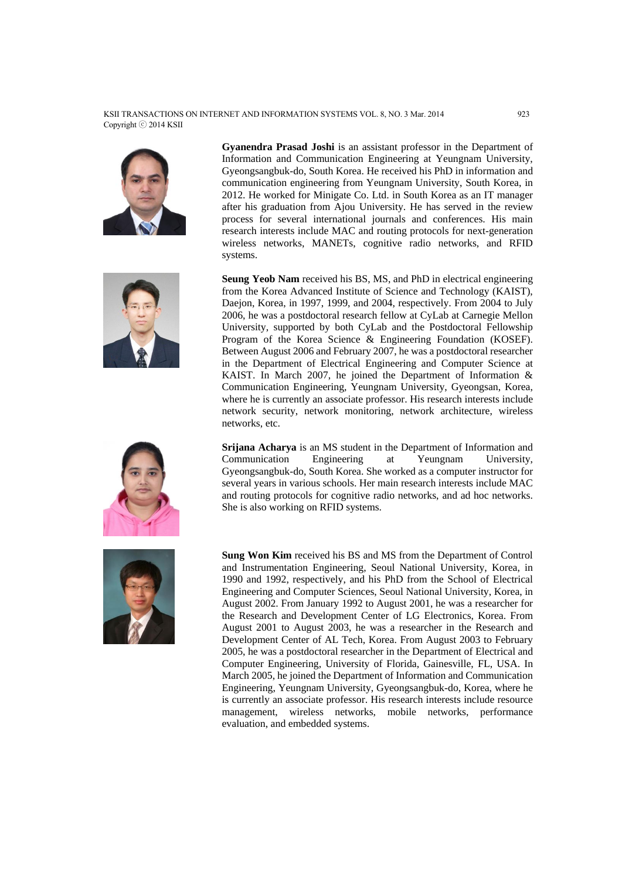**Gyanendra Prasad Joshi** is an assistant professor in the Department of Information and Communication Engineering at Yeungnam University, Gyeongsangbuk-do, South Korea. He received his PhD in information and communication engineering from Yeungnam University, South Korea, in 2012. He worked for Minigate Co. Ltd. in South Korea as an IT manager after his graduation from Ajou University. He has served in the review process for several international journals and conferences. His main research interests include MAC and routing protocols for next-generation wireless networks, MANETs, cognitive radio networks, and RFID systems.

**Seung Yeob Nam** received his BS, MS, and PhD in electrical engineering from the Korea Advanced Institute of Science and Technology (KAIST), Daejon, Korea, in 1997, 1999, and 2004, respectively. From 2004 to July 2006, he was a postdoctoral research fellow at CyLab at Carnegie Mellon University, supported by both CyLab and the Postdoctoral Fellowship Program of the Korea Science & Engineering Foundation (KOSEF). Between August 2006 and February 2007, he was a postdoctoral researcher in the Department of Electrical Engineering and Computer Science at KAIST. In March 2007, he joined the Department of Information & Communication Engineering, Yeungnam University, Gyeongsan, Korea, where he is currently an associate professor. His research interests include network security, network monitoring, network architecture, wireless networks, etc.

**Srijana Acharya** is an MS student in the Department of Information and Communication Engineering at Yeungnam University, Gyeongsangbuk-do, South Korea. She worked as a computer instructor for several years in various schools. Her main research interests include MAC and routing protocols for cognitive radio networks, and ad hoc networks. She is also working on RFID systems.

**Sung Won Kim** received his BS and MS from the Department of Control and Instrumentation Engineering, Seoul National University, Korea, in 1990 and 1992, respectively, and his PhD from the School of Electrical Engineering and Computer Sciences, Seoul National University, Korea, in August 2002. From January 1992 to August 2001, he was a researcher for the Research and Development Center of LG Electronics, Korea. From August 2001 to August 2003, he was a researcher in the Research and Development Center of AL Tech, Korea. From August 2003 to February 2005, he was a postdoctoral researcher in the Department of Electrical and Computer Engineering, University of Florida, Gainesville, FL, USA. In March 2005, he joined the Department of Information and Communication Engineering, Yeungnam University, Gyeongsangbuk-do, Korea, where he is currently an associate professor. His research interests include resource management, wireless networks, mobile networks, performance evaluation, and embedded systems.